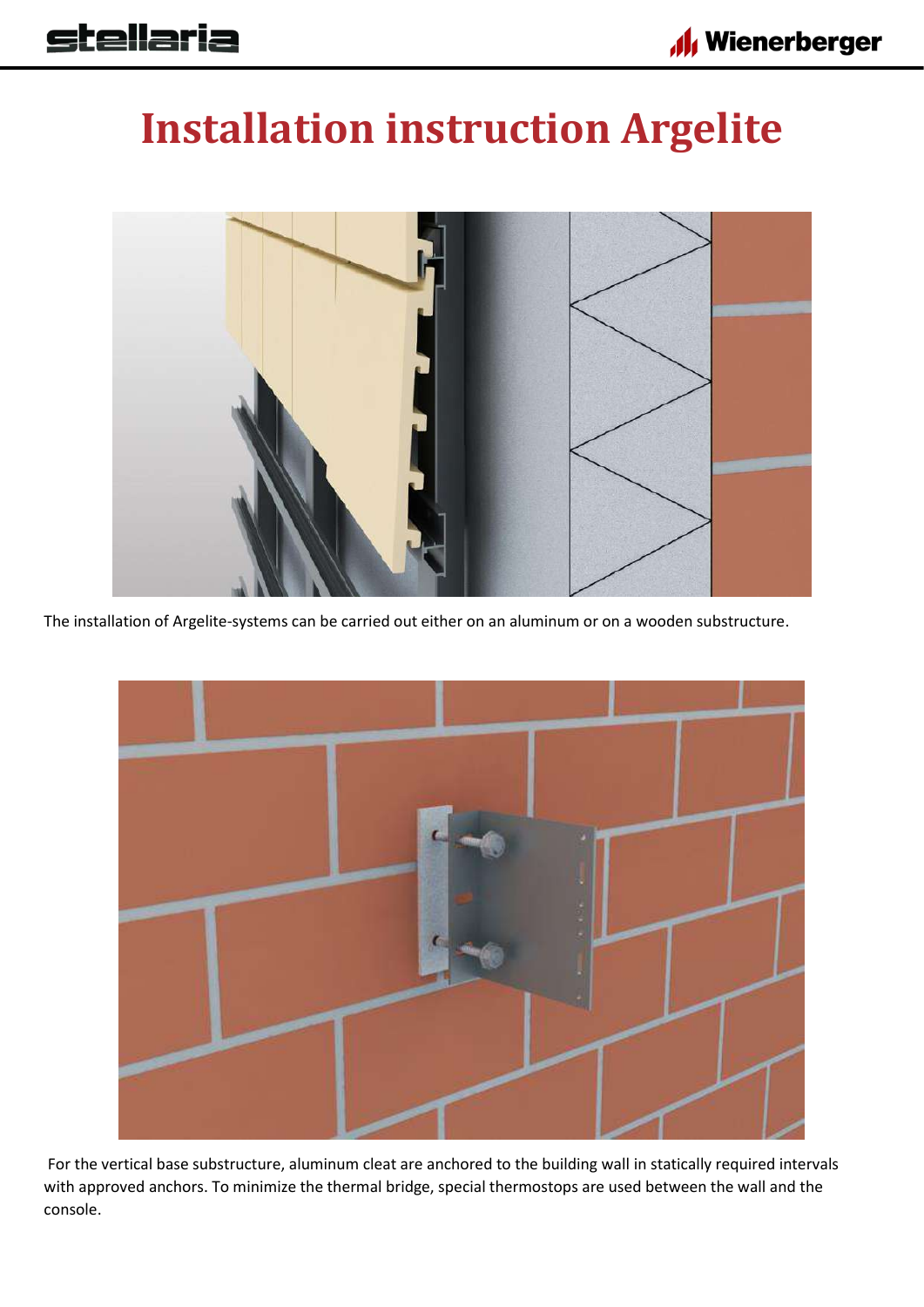# Installation instruction Argelite

The installation of Argelite-systems can be carried out either on an aluminum or on a wooden substructure.

For the vertical base substructure, aluminum cleat are anchored to the building wall in statically required intervals with approved anchors. To minimize the thermal bridge, special thermostops are used between the wall and the console.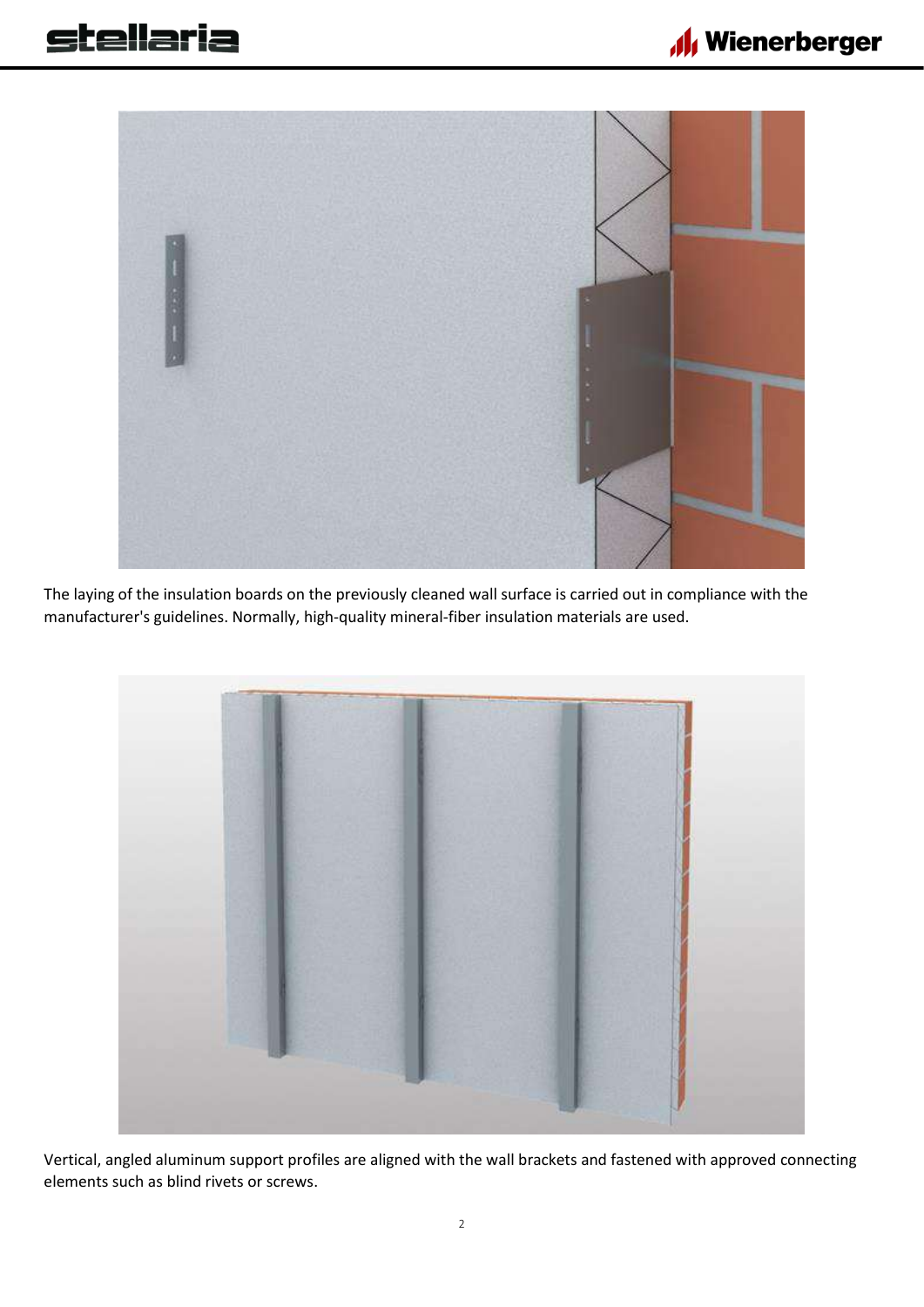The laying of the insulation boards on the previously cleaned wall surface is carried out in compliance with the manufacturer's guidelines. Normally, high-quality mineral-fiber insulation materials are used.

Vertical, angled aluminum support profiles are aligned with the wall brackets and fastened with approved connecting elements such as blind rivets or screws.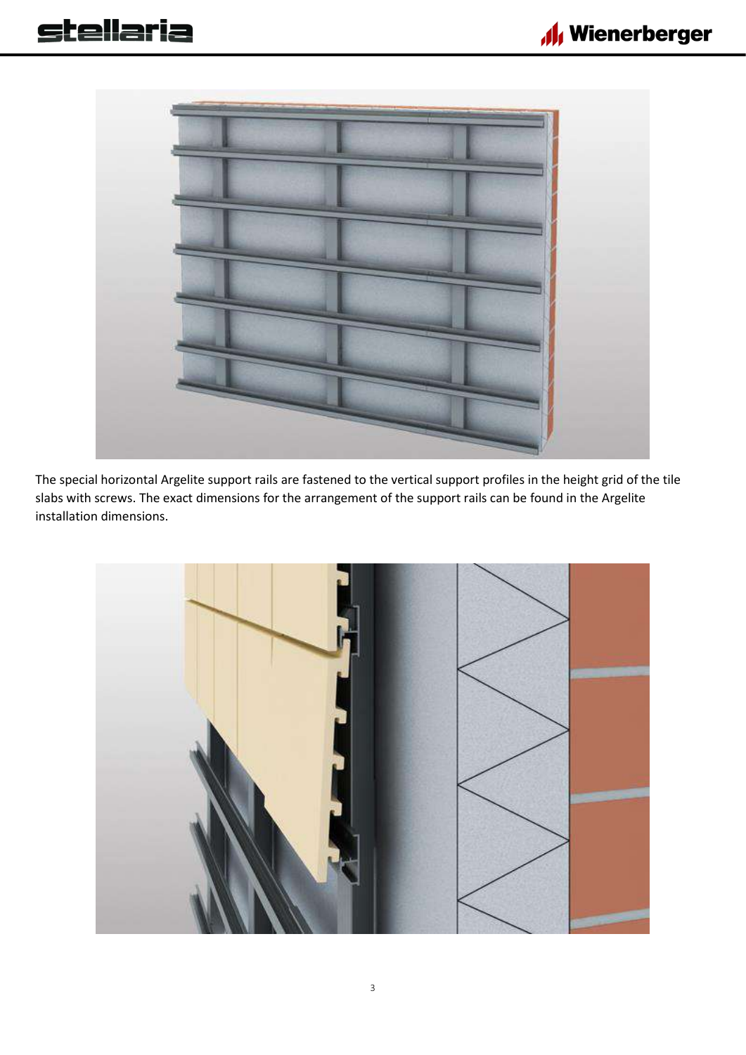The special horizontal Argelite support rails are fastened to the vertical support profiles in the height grid of the tile slabs with screws. The exact dimensions for the arrangement of the support rails can be found in the Argelite installation dimensions.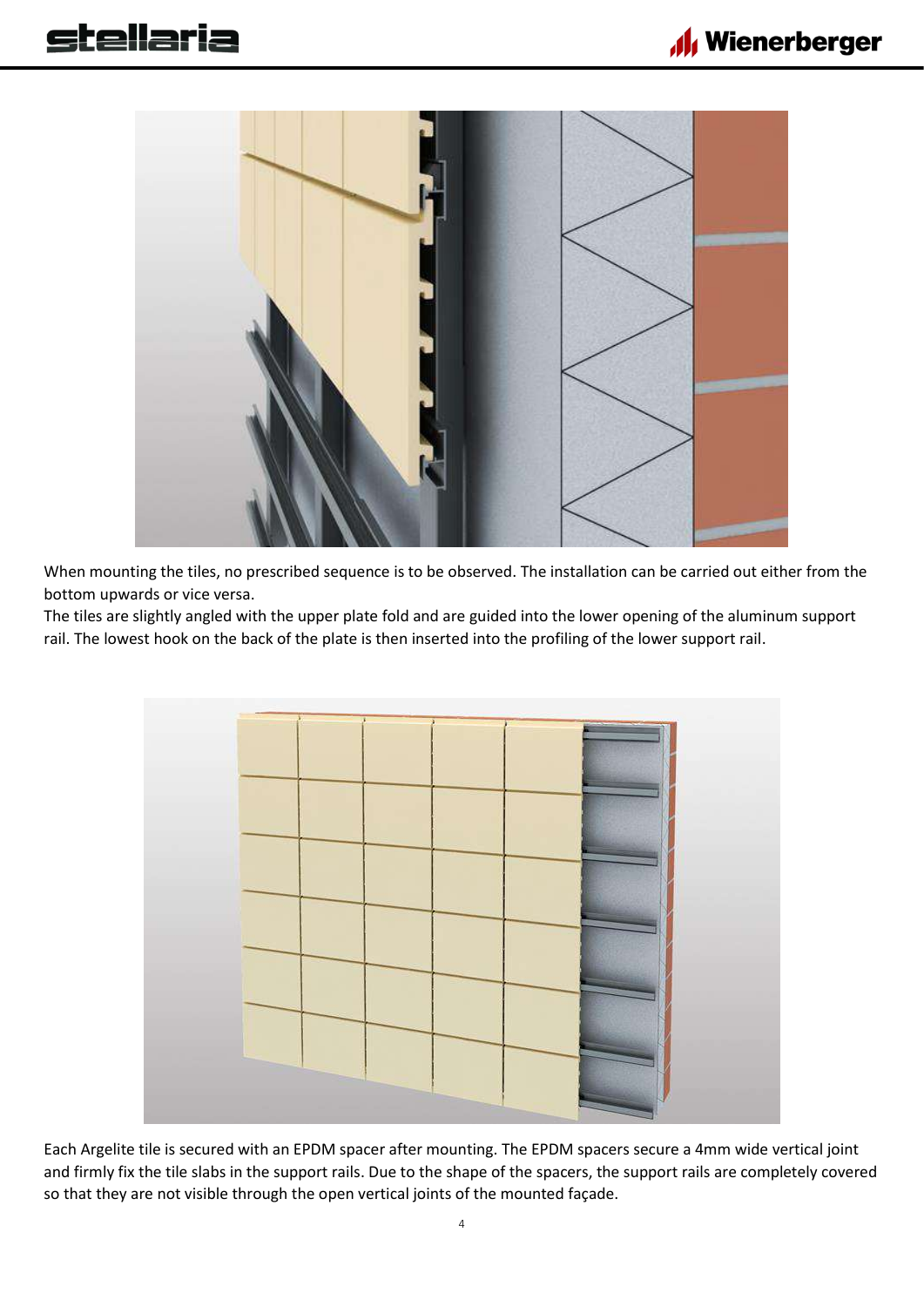When mounting the tiles, no prescribed sequence is to be observed. The installation can be carried out either from the bottom upwards or vice versa.
The tiles are slightly angled with the upper plate fold and are guided into the lower opening of the aluminum support rail. The lowest hook on the back of the plate is then inserted into the profiling of the lower support rail.

Each Argelite tile is secured with an EPDM spacer after mounting. The EPDM spacers secure a 4mm wide vertical joint and firmly fix the tile slabs in the support rails. Due to the shape of the spacers, the support rails are completely covered so that they are not visible through the open vertical joints of the mounted façade.